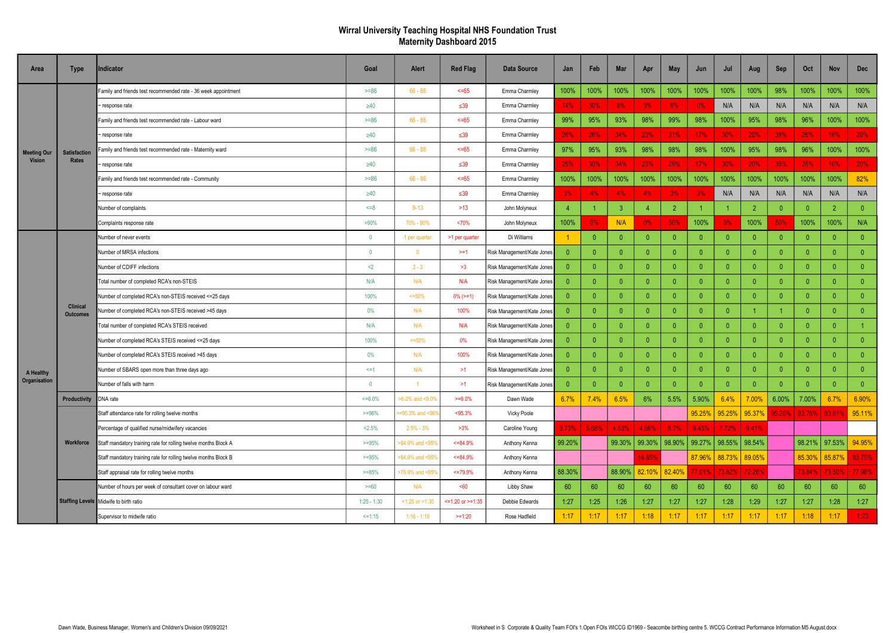# Wirral University Teaching Hospital NHS Foundation Trust
## Maternity Dashboard 2015

| Area | Type | Indicator | Goal | Alert | Red Flag | Data Source | Jan | Feb | Mar | Apr | May | Jun | Jul | Aug | Sep | Oct | Nov | Dec |
|---|---|---|---|---|---|---|---|---|---|---|---|---|---|---|---|---|---|---|
| Meeting Our Vision | Satisfaction Rates | Family and friends test recommended rate - 36 week appointment | >=86 | 66 - 85 | <=65 | Emma Charmley | 100% | 100% | 100% | 100% | 100% | 100% | 100% | 100% | 98% | 100% | 100% | 100% |
| | | ~ response rate | ≥40 | | ≤39 | Emma Charmley | 14% | 30% | 8% | 3% | 6% | 0% | N/A | N/A | N/A | N/A | N/A | N/A |
| | | Family and friends test recommended rate - Labour ward | >=86 | 66 - 85 | <=65 | Emma Charmley | 99% | 95% | 93% | 98% | 99% | 98% | 100% | 95% | 98% | 96% | 100% | 100% |
| | | ~ response rate | ≥40 | | ≤39 | Emma Charmley | 26% | 26% | 34% | 23% | 31% | 17% | 30% | 20% | 38% | 26% | 16% | 20% |
| | | Family and friends test recommended rate - Maternity ward | >=86 | 66 - 85 | <=65 | Emma Charmley | 97% | 95% | 93% | 98% | 98% | 98% | 100% | 95% | 98% | 96% | 100% | 100% |
| | | ~ response rate | ≥40 | | ≤39 | Emma Charmley | 25% | 30% | 34% | 23% | 29% | 17% | 30% | 20% | 38% | 26% | 16% | 20% |
| | | Family and friends test recommended rate - Community | >=86 | 66 - 85 | <=65 | Emma Charmley | 100% | 100% | 100% | 100% | 100% | 100% | 100% | 100% | 100% | 100% | 100% | 82% |
| | | ~ response rate | ≥40 | | ≤39 | Emma Charmley | 3% | 4% | 4% | 4% | 3% | 3% | N/A | N/A | N/A | N/A | N/A | N/A |
| | | Number of complaints | <=8 | 9-13 | >13 | John Molyneux | 4 | 1 | 3 | 4 | 2 | 1 | 1 | 2 | 0 | 0 | 2 | 0 |
| | | Complaints response rate | >90% | 70% - 90% | <70% | John Molyneux | 100% | 0% | N/A | 0% | 50% | 100% | 0% | 100% | 50% | 100% | 100% | N/A |
| A Healthy Organisation | Clinical Outcomes | Number of never events | 0 | 1 per quarter | >1 per quarter | Di Williams | 1 | 0 | 0 | 0 | 0 | 0 | 0 | 0 | 0 | 0 | 0 | 0 |
| | | Number of MRSA infections | 0 | 0 | >=1 | Risk Management/Kate Jones | 0 | 0 | 0 | 0 | 0 | 0 | 0 | 0 | 0 | 0 | 0 | 0 |
| | | Number of CDIFF infections | <2 | 2 - 3 | >3 | Risk Management/Kate Jones | 0 | 0 | 0 | 0 | 0 | 0 | 0 | 0 | 0 | 0 | 0 | 0 |
| | | Total number of completed RCA's non-STEIS | N/A | N/A | N/A | Risk Management/Kate Jones | 0 | 0 | 0 | 0 | 0 | 0 | 0 | 0 | 0 | 0 | 0 | 0 |
| | | Number of completed RCA's non-STEIS received <=25 days | 100% | <=50% | 0% (>=1) | Risk Management/Kate Jones | 0 | 0 | 0 | 0 | 0 | 0 | 0 | 0 | 0 | 0 | 0 | 0 |
| | | Number of completed RCA's non-STEIS received >45 days | 0% | N/A | 100% | Risk Management/Kate Jones | 0 | 0 | 0 | 0 | 0 | 0 | 0 | 1 | 1 | 0 | 0 | 0 |
| | | Total number of completed RCA's STEIS received | N/A | N/A | N/A | Risk Management/Kate Jones | 0 | 0 | 0 | 0 | 0 | 0 | 0 | 0 | 0 | 0 | 0 | 1 |
| | | Number of completed RCA's STEIS received <=25 days | 100% | <=50% | 0% | Risk Management/Kate Jones | 0 | 0 | 0 | 0 | 0 | 0 | 0 | 0 | 0 | 0 | 0 | 0 |
| | | Number of completed RCA's STEIS received >45 days | 0% | N/A | 100% | Risk Management/Kate Jones | 0 | 0 | 0 | 0 | 0 | 0 | 0 | 0 | 0 | 0 | 0 | 0 |
| | | Number of SBARS open more than three days ago | <=1 | N/A | >1 | Risk Management/Kate Jones | 0 | 0 | 0 | 0 | 0 | 0 | 0 | 0 | 0 | 0 | 0 | 0 |
| | | Number of falls with harm | 0 | 1 | >1 | Risk Management/Kate Jones | 0 | 0 | 0 | 0 | 0 | 0 | 0 | 0 | 0 | 0 | 0 | 0 |
| | Productivity | DNA rate | <=6.0% | >6.0% and <9.0% | >=9.0% | Dawn Wade | 6.7% | 7.4% | 6.5% | 6% | 5.5% | 5.90% | 6.4% | 7.00% | 6.00% | 7.00% | 6.7% | 6.90% |
| | Workforce | Staff attendance rate for rolling twelve months | >=96% | >=95.3% and <96% | <95.3% | Vicky Poole | | | | | | 95.25% | 95.25% | 95.37% | 95.20% | 93.76% | 93.61% | 95.11% |
| | | Percentage of qualified nurse/midwifery vacancies | <2.5% | 2.5% - 3% | >3% | Caroline Young | 3.73% | 5.68% | 4.53% | 4.96% | 8.7% | 9.45% | 7.72% | 9.41% | | | | |
| | | Staff mandatory training rate for rolling twelve months Block A | >=95% | >84.9% and <95% | <=84.9% | Anthony Kenna | 99.20% | | 99.30% | 99.30% | 98.90% | 99.27% | 98.55% | 98.54% | | 98.21% | 97.53% | 94.95% |
| | | Staff mandatory training rate for rolling twelve months Block B | >=95% | >84.9% and <95% | <=84.9% | Anthony Kenna | | | | 14.65% | | 87.96% | 88.73% | 89.05% | | 85.30% | 85.87% | 83.75% |
| | | Staff appraisal rate for rolling twelve months | >=85% | >79.9% and <85% | <=79.9% | Anthony Kenna | 88.30% | | 88.90% | 82.10% | 82.40% | 77.01% | 73.82% | 72.26% | | 73.84% | 73.50% | 77.98% |
| | Staffing Levels | Number of hours per week of consultant cover on labour ward | >=60 | N/A | <60 | Libby Shaw | 60 | 60 | 60 | 60 | 60 | 60 | 60 | 60 | 60 | 60 | 60 | 60 |
| | | Midwife to birth ratio | 1:25 - 1:30 | <1:25 or >1:30 | <=1:20 or >=1:35 | Debbie Edwards | 1:27 | 1:25 | 1:26 | 1:27 | 1:27 | 1:27 | 1:28 | 1:29 | 1:27 | 1:27 | 1:28 | 1:27 |
| | | Supervisor to midwife ratio | <=1:15 | 1:16 - 1:19 | >=1:20 | Rose Hadfield | 1:17 | 1:17 | 1:17 | 1:18 | 1:17 | 1:17 | 1:17 | 1:17 | 1:17 | 1:18 | 1:17 | 1:23 |

Dawn Wade, Business Manager, Women's and Children's Division 09/09/2021

Worksheet in S Corporate & Quality Team FOI's 1.Open FOIs WICCG ID1969 - Seacombe birthing centre 5. WCCG Contract Performance Information M5 August.docx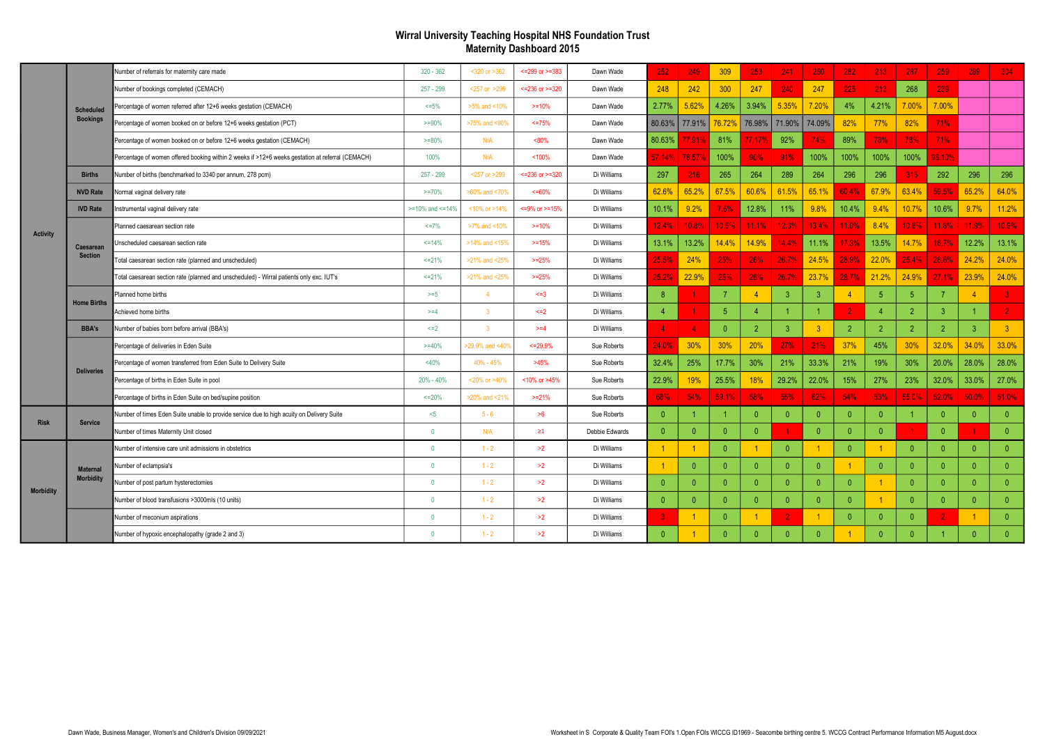# Wirral University Teaching Hospital NHS Foundation Trust
## Maternity Dashboard 2015

| | | Measure | Green | Amber | Red | Lead | | | | | | | | | | | | |
|---|---|---|---|---|---|---|---|---|---|---|---|---|---|---|---|---|---|---|
| Activity | Scheduled Bookings | Number of referrals for maternity care made | 320 - 362 | <320 or >362 | <=299 or >=383 | Dawn Wade | 252 | 249 | 309 | 253 | 241 | 250 | 262 | 213 | 287 | 259 | 289 | 304 |
| | | Number of bookings completed (CEMACH) | 257 - 299 | <257 or >299 | <=236 or >=320 | Dawn Wade | 248 | 242 | 300 | 247 | 240 | 247 | 225 | 213 | 268 | 239 | | |
| | | Percentage of women referred after 12+6 weeks gestation (CEMACH) | <=5% | >5% and <10% | >=10% | Dawn Wade | 2.77% | 5.62% | 4.26% | 3.94% | 5.35% | 7.20% | 4% | 4.21% | 7.00% | 7.00% | | |
| | | Percentage of women booked on or before 12+6 weeks gestation (PCT) | >=90% | >75% and <90% | <=75% | Dawn Wade | 80.63% | 77.91% | 76.72% | 76.98% | 71.90% | 74.09% | 82% | 77% | 82% | 71% | | |
| | | Percentage of women booked on or before 12+6 weeks gestation (CEMACH) | >=80% | N/A | <80% | Dawn Wade | 80.63% | 77.91% | 81% | 77.17% | 92% | 74% | 89% | 78% | 78% | 71% | | |
| | | Percentage of women offered booking within 2 weeks if >12+6 weeks gestation at referral (CEMACH) | 100% | N/A | <100% | Dawn Wade | 57.14% | 78.57% | 100% | 90% | 91% | 100% | 100% | 100% | 100% | 93.10% | | |
| | Births | Number of births (benchmarked to 3340 per annum, 278 pcm) | 257 - 299 | <257 or >299 | <=236 or >=320 | Di Williams | 297 | 216 | 265 | 264 | 289 | 264 | 296 | 296 | 315 | 292 | 296 | 296 |
| | NVD Rate | Normal vaginal delivery rate | >=70% | >60% and <70% | <=60% | Di Williams | 62.6% | 65.2% | 67.5% | 60.6% | 61.5% | 65.1% | 60.4% | 67.9% | 63.4% | 59.5% | 65.2% | 64.0% |
| | IVD Rate | Instrumental vaginal delivery rate | >=10% and <=14% | <10% or >14% | <=9% or >=15% | Di Williams | 10.1% | 9.2% | 7.5% | 12.8% | 11% | 9.8% | 10.4% | 9.4% | 10.7% | 10.6% | 9.7% | 11.2% |
| | Caesarean Section | Planned caesarean section rate | <=7% | >7% and <10% | >=10% | Di Williams | 12.4% | 10.8% | 10.6% | 11.1% | 12.3% | 13.4% | 11.0% | 8.4% | 10.6% | 11.8% | 11.9% | 10.9% |
| | | Unscheduled caesarean section rate | <=14% | >14% and <15% | >=15% | Di Williams | 13.1% | 13.2% | 14.4% | 14.9% | 14.4% | 11.1% | 17.3% | 13.5% | 14.7% | 16.7% | 12.2% | 13.1% |
| | | Total caesarean section rate (planned and unscheduled) | <=21% | >21% and <25% | >=25% | Di Williams | 25.5% | 24% | 25% | 26% | 26.7% | 24.5% | 28.9% | 22.0% | 25.4% | 28.6% | 24.2% | 24.0% |
| | | Total caesarean section rate (planned and unscheduled) - Wirral patients only exc. IUT's | <=21% | >21% and <25% | >=25% | Di Williams | 25.2% | 22.9% | 25% | 26% | 26.7% | 23.7% | 28.7% | 21.2% | 24.9% | 27.1% | 23.9% | 24.0% |
| | Home Births | Planned home births | >=5 | 4 | <=3 | Di Williams | 8 | 1 | 7 | 4 | 3 | 3 | 4 | 5 | 5 | 7 | 4 | 3 |
| | | Achieved home births | >=4 | 3 | <=2 | Di Williams | 4 | 1 | 5 | 4 | 1 | 1 | 2 | 4 | 2 | 3 | 1 | 2 |
| | BBA's | Number of babies born before arrival (BBA's) | <=2 | 3 | >=4 | Di Williams | 4 | 4 | 0 | 2 | 3 | 3 | 2 | 2 | 2 | 2 | 3 | 3 |
| | Deliveries | Percentage of deliveries in Eden Suite | >=40% | >29.9% and <40% | <=29.9% | Sue Roberts | 24.0% | 30% | 30% | 20% | 27% | 21% | 37% | 45% | 30% | 32.0% | 34.0% | 33.0% |
| | | Percentage of women transferred from Eden Suite to Delivery Suite | <40% | 40% - 45% | >45% | Sue Roberts | 32.4% | 25% | 17.7% | 30% | 21% | 33.3% | 21% | 19% | 30% | 20.0% | 28.0% | 28.0% |
| | | Percentage of births in Eden Suite in pool | 20% - 40% | <20% or >40% | <10% or >45% | Sue Roberts | 22.9% | 19% | 25.5% | 18% | 29.2% | 22.0% | 15% | 27% | 23% | 32.0% | 33.0% | 27.0% |
| | | Percentage of births in Eden Suite on bed/supine position | <=20% | >20% and <21% | >=21% | Sue Roberts | 68% | 54% | 59.1% | 58% | 55% | 62% | 54% | 53% | 55.0% | 52.0% | 50.0% | 51.0% |
| Risk | Service | Number of times Eden Suite unable to provide service due to high acuity on Delivery Suite | <5 | 5 - 6 | >6 | Sue Roberts | 0 | 1 | 1 | 0 | 0 | 0 | 0 | 0 | 1 | 0 | 0 | 0 |
| | | Number of times Maternity Unit closed | 0 | N/A | ≥1 | Debbie Edwards | 0 | 0 | 0 | 0 | 1 | 0 | 0 | 0 | 1 | 0 | 1 | 0 |
| Morbidity | Maternal Morbidity | Number of intensive care unit admissions in obstetrics | 0 | 1 - 2 | >2 | Di Williams | 1 | 1 | 0 | 1 | 0 | 1 | 0 | 1 | 0 | 0 | 0 | 0 |
| | | Number of eclampsia's | 0 | 1 - 2 | >2 | Di Williams | 1 | 0 | 0 | 0 | 0 | 0 | 1 | 0 | 0 | 0 | 0 | 0 |
| | | Number of post partum hysterectomies | 0 | 1 - 2 | >2 | Di Williams | 0 | 0 | 0 | 0 | 0 | 0 | 0 | 1 | 0 | 0 | 0 | 0 |
| | | Number of blood transfusions >3000mls (10 units) | 0 | 1 - 2 | >2 | Di Williams | 0 | 0 | 0 | 0 | 0 | 0 | 0 | 1 | 0 | 0 | 0 | 0 |
| | | Number of meconium aspirations | 0 | 1 - 2 | >2 | Di Williams | 3 | 1 | 0 | 1 | 2 | 1 | 0 | 0 | 0 | 2 | 1 | 0 |
| | | Number of hypoxic encephalopathy (grade 2 and 3) | 0 | 1 - 2 | >2 | Di Williams | 0 | 1 | 0 | 0 | 0 | 0 | 1 | 0 | 0 | 1 | 0 | 0 |

Dawn Wade, Business Manager, Women's and Children's Division 09/09/2021

Worksheet in S Corporate & Quality Team FOI's 1.Open FOIs WICCG ID1969 - Seacombe birthing centre 5. WCCG Contract Performance Information M5 August.docx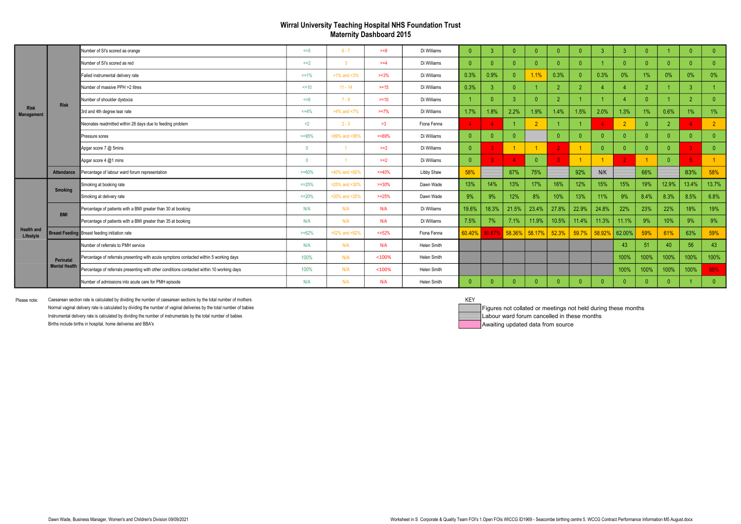# Wirral University Teaching Hospital NHS Foundation Trust
## Maternity Dashboard 2015

| | | | | | | | | | | | | | | | | | | | |
|---|---|---|---|---|---|---|---|---|---|---|---|---|---|---|---|---|---|---|---|
| Risk Management | Risk | Number of SI's scored as orange | <=5 | 6 - 7 | >=8 | Di Williams | 0 | 3 | 0 | 0 | 0 | 0 | 3 | 3 | 0 | 1 | 0 | 0 |
| | | Number of SI's scored as red | <=2 | 3 | >=4 | Di Williams | 0 | 0 | 0 | 0 | 0 | 0 | 1 | 0 | 0 | 0 | 0 | 0 |
| | | Failed instrumental delivery rate | <=1% | >1% and <3% | >=3% | Di Williams | 0.3% | 0.9% | 0 | 1.1% | 0.3% | 0 | 0.3% | 0% | 1% | 0% | 0% | 0% |
| | | Number of massive PPH >2 litres | <=10 | 11 - 14 | >=15 | Di Williams | 0.3% | 3 | 0 | 1 | 2 | 2 | 4 | 4 | 2 | 1 | 3 | 1 |
| | | Number of shoulder dystocia | <=6 | 7 - 9 | >=10 | Di Williams | 1 | 0 | 3 | 0 | 2 | 1 | 1 | 4 | 0 | 1 | 2 | 0 |
| | | 3rd and 4th degree tear rate | <=4% | >4% and <7% | >=7% | Di Williams | 1.7% | 1.8% | 2.2% | 1.9% | 1.4% | 1.5% | 2.0% | 1.3% | 1% | 0.6% | 1% | 1% |
| | | Neonates readmitted within 28 days due to feeding problem | <2 | 2 - 3 | >3 | Fiona Fenna | 4 | 4 | 1 | 2 | 1 | 1 | 4 | 2 | 0 | 2 | 4 | 2 |
| | | Pressure sores | >=95% | >89% and <95% | <=89% | Di Williams | 0 | 0 | 0 | | 0 | 0 | 0 | 0 | 0 | 0 | 0 | 0 |
| | | Apgar score 7 @ 5mins | 0 | 1 | >=2 | Di Williams | 0 | 3 | 1 | 1 | 2 | 1 | 0 | 0 | 0 | 0 | 3 | 0 |
| | | Apgar score 4 @1 mins | 0 | 1 | >=2 | Di Williams | 0 | 3 | 4 | 0 | 3 | 1 | 1 | 2 | 1 | 0 | 5 | 1 |
| | Attendance | Percentage of labour ward forum representation | >=60% | >40% and <60% | <=40% | Libby Shaw | 58% | | 67% | 75% | | 92% | N/K | | 66% | | 83% | 58% |
| Health and Lifestyle | Smoking | Smoking at booking rate | <=25% | >25% and <30% | >=30% | Dawn Wade | 13% | 14% | 13% | 17% | 16% | 12% | 15% | 15% | 19% | 12.9% | 13.4% | 13.7% |
| | | Smoking at delivery rate | <=20% | >20% and <25% | >=25% | Dawn Wade | 9% | 9% | 12% | 8% | 10% | 13% | 11% | 9% | 8.4% | 8.3% | 8.5% | 6.8% |
| | BMI | Percentage of patients with a BMI greater than 30 at booking | N/A | N/A | N/A | Di Williams | 19.6% | 18.3% | 21.5% | 23.4% | 27.8% | 22.9% | 24.8% | 22% | 23% | 22% | 18% | 19% |
| | | Percentage of patients with a BMI greater than 35 at booking | N/A | N/A | N/A | Di Williams | 7.5% | 7% | 7.1% | 11.9% | 10.5% | 11.4% | 11.3% | 11.1% | 9% | 10% | 9% | 9% |
| | Breast Feeding | Breast feeding initiation rate | >=62% | >52% and <62% | <=52% | Fiona Fenna | 60.40% | 50.67% | 58.36% | 58.17% | 52.3% | 59.7% | 58.92% | 62.00% | 59% | 61% | 63% | 59% |
| | Perinatal Mental Health | Number of referrals to PMH service | N/A | N/A | N/A | Helen Smith | | | | | | | | 43 | 51 | 40 | 56 | 43 |
| | | Percentage of referrals presenting with acute symptons contacted within 5 working days | 100% | N/A | <100% | Helen Smith | | | | | | | | 100% | 100% | 100% | 100% | 100% |
| | | Percentage of referrals presenting with other conditions contacted within 10 working days | 100% | N/A | <100% | Helen Smith | | | | | | | | 100% | 100% | 100% | 100% | 95% |
| | | Number of admissions into acute care for PMH episode | N/A | N/A | N/A | Helen Smith | 0 | 0 | 0 | 0 | 0 | 0 | 0 | 0 | 0 | 0 | 1 | 0 |

Please note:

Caesarean section rate is calculated by dividing the number of caesarean sections by the total number of mothers
Normal vaginal delivery rate is calculated by dividing the number of vaginal deliveries by the total number of babies
Instrumental delivery rate is calculated by dividing the number of instrumentals by the total number of babies
Births include births in hospital, home deliveries and BBA's

KEY
- Figures not collated or meetings not held during these months
- Labour ward forum cancelled in these months
- Awaiting updated data from source

Dawn Wade, Business Manager, Women's and Children's Division 09/09/2021

Worksheet in S Corporate & Quality Team FOI's 1.Open FOIs WICCG ID1969 - Seacombe birthing centre 5. WCCG Contract Performance Information M5 August.docx